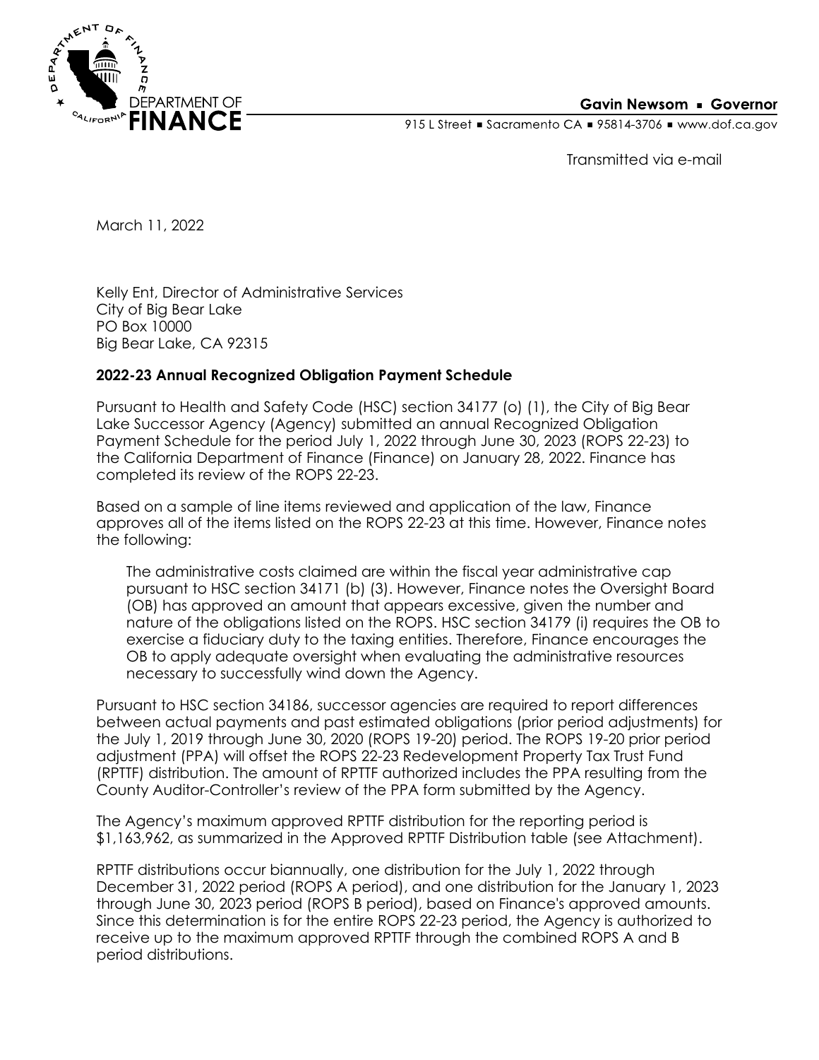DEPARTMENT OF **FINANCE**

**Gavin Newsom ▪ Governor**

915 L Street ▪ Sacramento CA ▪ 95814-3706 ▪ www.dof.ca.gov

Transmitted via e-mail

March 11, 2022

Kelly Ent, Director of Administrative Services
City of Big Bear Lake
PO Box 10000
Big Bear Lake, CA 92315

**2022-23 Annual Recognized Obligation Payment Schedule**

Pursuant to Health and Safety Code (HSC) section 34177 (o) (1), the City of Big Bear Lake Successor Agency (Agency) submitted an annual Recognized Obligation Payment Schedule for the period July 1, 2022 through June 30, 2023 (ROPS 22-23) to the California Department of Finance (Finance) on January 28, 2022. Finance has completed its review of the ROPS 22-23.

Based on a sample of line items reviewed and application of the law, Finance approves all of the items listed on the ROPS 22-23 at this time. However, Finance notes the following:

> The administrative costs claimed are within the fiscal year administrative cap pursuant to HSC section 34171 (b) (3). However, Finance notes the Oversight Board (OB) has approved an amount that appears excessive, given the number and nature of the obligations listed on the ROPS. HSC section 34179 (i) requires the OB to exercise a fiduciary duty to the taxing entities. Therefore, Finance encourages the OB to apply adequate oversight when evaluating the administrative resources necessary to successfully wind down the Agency.

Pursuant to HSC section 34186, successor agencies are required to report differences between actual payments and past estimated obligations (prior period adjustments) for the July 1, 2019 through June 30, 2020 (ROPS 19-20) period. The ROPS 19-20 prior period adjustment (PPA) will offset the ROPS 22-23 Redevelopment Property Tax Trust Fund (RPTTF) distribution. The amount of RPTTF authorized includes the PPA resulting from the County Auditor-Controller's review of the PPA form submitted by the Agency.

The Agency's maximum approved RPTTF distribution for the reporting period is $1,163,962, as summarized in the Approved RPTTF Distribution table (see Attachment).

RPTTF distributions occur biannually, one distribution for the July 1, 2022 through December 31, 2022 period (ROPS A period), and one distribution for the January 1, 2023 through June 30, 2023 period (ROPS B period), based on Finance's approved amounts. Since this determination is for the entire ROPS 22-23 period, the Agency is authorized to receive up to the maximum approved RPTTF through the combined ROPS A and B period distributions.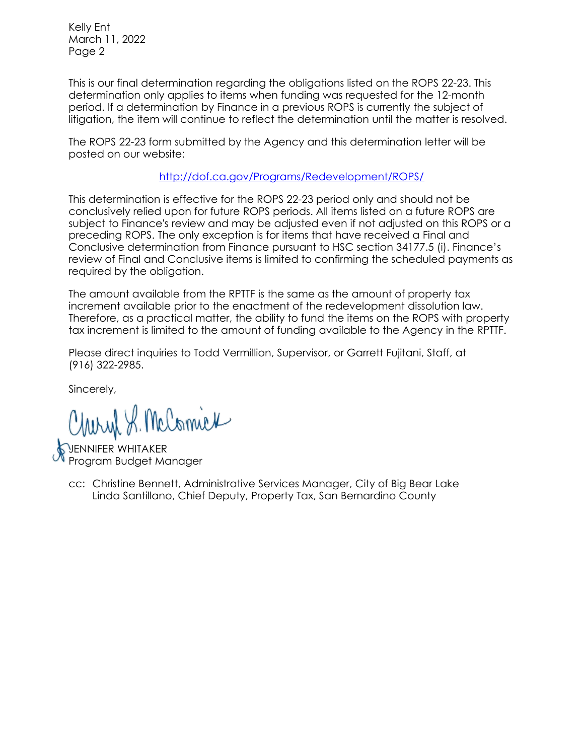Kelly Ent
March 11, 2022
Page 2

This is our final determination regarding the obligations listed on the ROPS 22-23. This determination only applies to items when funding was requested for the 12-month period. If a determination by Finance in a previous ROPS is currently the subject of litigation, the item will continue to reflect the determination until the matter is resolved.

The ROPS 22-23 form submitted by the Agency and this determination letter will be posted on our website:

http://dof.ca.gov/Programs/Redevelopment/ROPS/

This determination is effective for the ROPS 22-23 period only and should not be conclusively relied upon for future ROPS periods. All items listed on a future ROPS are subject to Finance's review and may be adjusted even if not adjusted on this ROPS or a preceding ROPS. The only exception is for items that have received a Final and Conclusive determination from Finance pursuant to HSC section 34177.5 (i). Finance's review of Final and Conclusive items is limited to confirming the scheduled payments as required by the obligation.

The amount available from the RPTTF is the same as the amount of property tax increment available prior to the enactment of the redevelopment dissolution law. Therefore, as a practical matter, the ability to fund the items on the ROPS with property tax increment is limited to the amount of funding available to the Agency in the RPTTF.

Please direct inquiries to Todd Vermillion, Supervisor, or Garrett Fujitani, Staff, at (916) 322-2985.

Sincerely,

Cheryl L. McCormick

JENNIFER WHITAKER
Program Budget Manager

cc: Christine Bennett, Administrative Services Manager, City of Big Bear Lake
Linda Santillano, Chief Deputy, Property Tax, San Bernardino County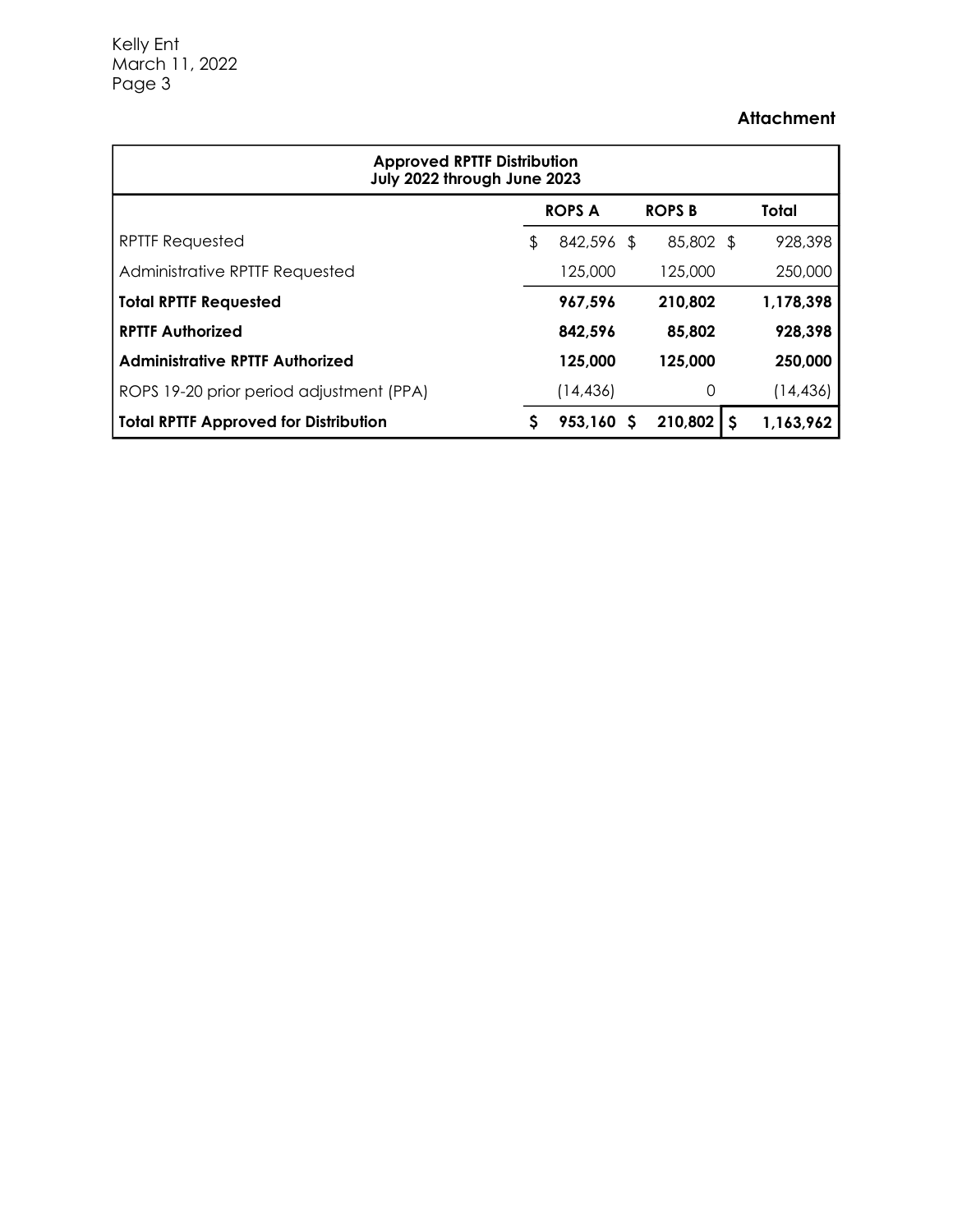**Attachment**

| Approved RPTTF Distribution<br>July 2022 through June 2023 | | | |
|---|---|---|---|
| | **ROPS A** | **ROPS B** | **Total** |
| RPTTF Requested | $ 842,596 | $ 85,802 | $ 928,398 |
| Administrative RPTTF Requested | 125,000 | 125,000 | 250,000 |
| **Total RPTTF Requested** | **967,596** | **210,802** | **1,178,398** |
| **RPTTF Authorized** | **842,596** | **85,802** | **928,398** |
| **Administrative RPTTF Authorized** | **125,000** | **125,000** | **250,000** |
| ROPS 19-20 prior period adjustment (PPA) | (14,436) | 0 | (14,436) |
| **Total RPTTF Approved for Distribution** | **$ 953,160** | **$ 210,802** | **$ 1,163,962** |